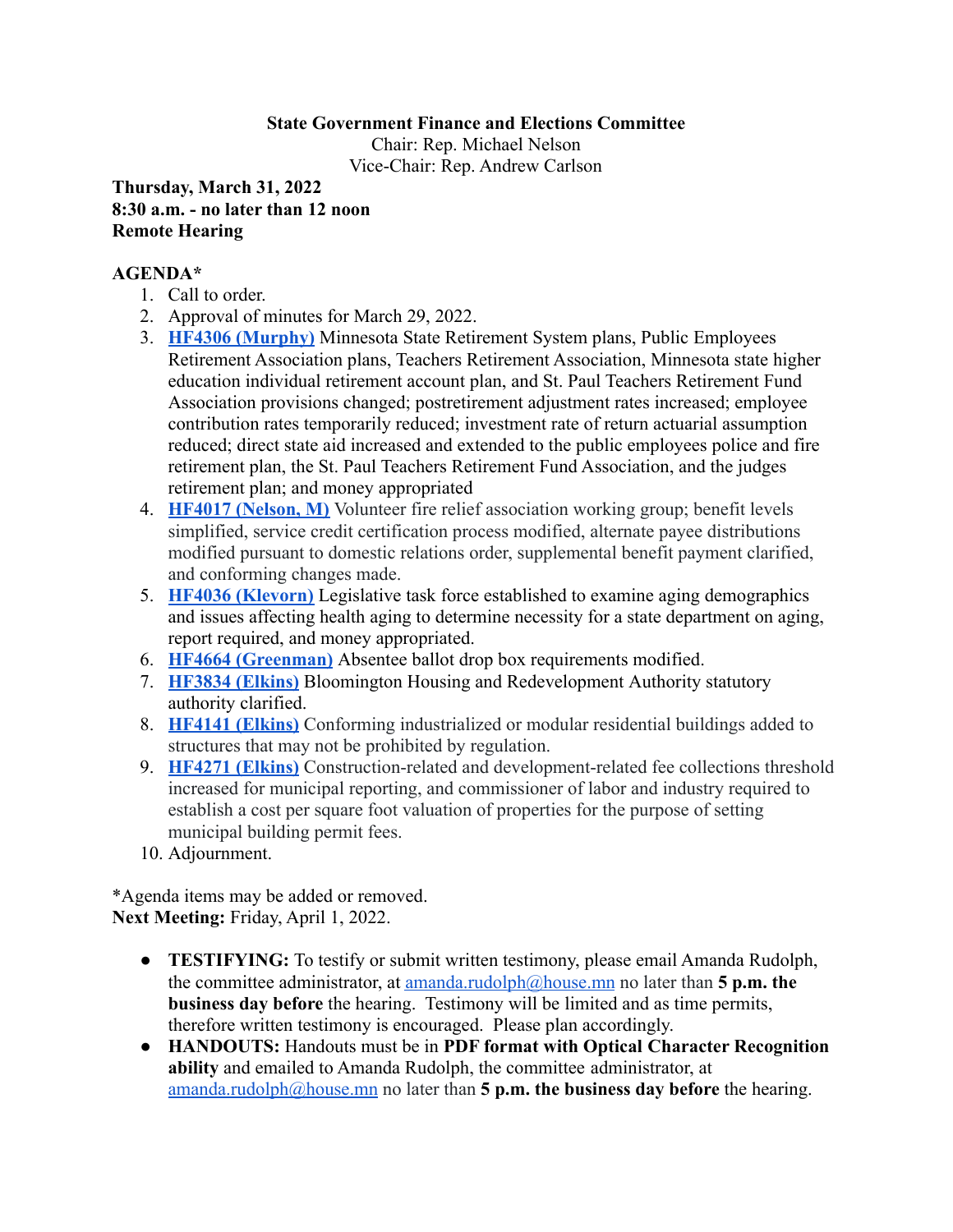**State Government Finance and Elections Committee**

Chair: Rep. Michael Nelson

Vice-Chair: Rep. Andrew Carlson

**Thursday, March 31, 2022**
**8:30 a.m. - no later than 12 noon**
**Remote Hearing**

**AGENDA***

1. Call to order.
2. Approval of minutes for March 29, 2022.
3. **HF4306 (Murphy)** Minnesota State Retirement System plans, Public Employees Retirement Association plans, Teachers Retirement Association, Minnesota state higher education individual retirement account plan, and St. Paul Teachers Retirement Fund Association provisions changed; postretirement adjustment rates increased; employee contribution rates temporarily reduced; investment rate of return actuarial assumption reduced; direct state aid increased and extended to the public employees police and fire retirement plan, the St. Paul Teachers Retirement Fund Association, and the judges retirement plan; and money appropriated
4. **HF4017 (Nelson, M)** Volunteer fire relief association working group; benefit levels simplified, service credit certification process modified, alternate payee distributions modified pursuant to domestic relations order, supplemental benefit payment clarified, and conforming changes made.
5. **HF4036 (Klevorn)** Legislative task force established to examine aging demographics and issues affecting health aging to determine necessity for a state department on aging, report required, and money appropriated.
6. **HF4664 (Greenman)** Absentee ballot drop box requirements modified.
7. **HF3834 (Elkins)** Bloomington Housing and Redevelopment Authority statutory authority clarified.
8. **HF4141 (Elkins)** Conforming industrialized or modular residential buildings added to structures that may not be prohibited by regulation.
9. **HF4271 (Elkins)** Construction-related and development-related fee collections threshold increased for municipal reporting, and commissioner of labor and industry required to establish a cost per square foot valuation of properties for the purpose of setting municipal building permit fees.
10. Adjournment.

*Agenda items may be added or removed.

**Next Meeting:** Friday, April 1, 2022.

- **TESTIFYING:** To testify or submit written testimony, please email Amanda Rudolph, the committee administrator, at amanda.rudolph@house.mn no later than **5 p.m. the business day before** the hearing. Testimony will be limited and as time permits, therefore written testimony is encouraged. Please plan accordingly.
- **HANDOUTS:** Handouts must be in **PDF format with Optical Character Recognition ability** and emailed to Amanda Rudolph, the committee administrator, at amanda.rudolph@house.mn no later than **5 p.m. the business day before** the hearing.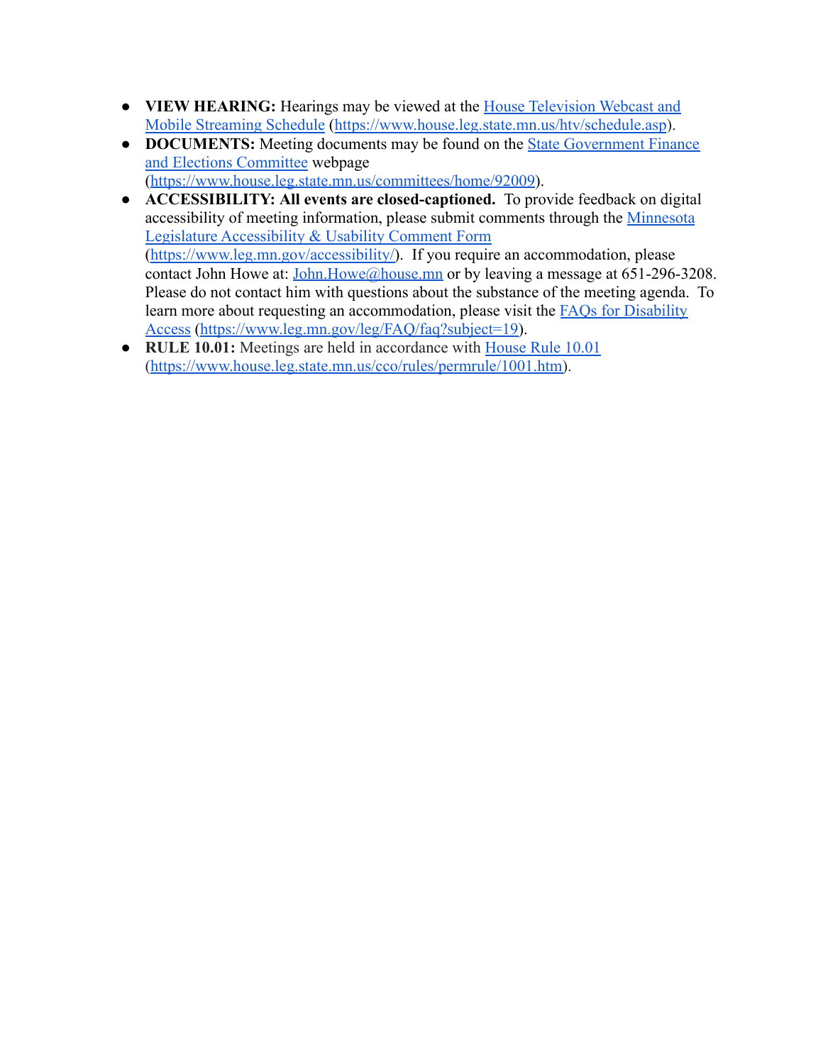- **VIEW HEARING:** Hearings may be viewed at the [House Television Webcast and Mobile Streaming Schedule](https://www.house.leg.state.mn.us/htv/schedule.asp) (https://www.house.leg.state.mn.us/htv/schedule.asp).
- **DOCUMENTS:** Meeting documents may be found on the [State Government Finance and Elections Committee](https://www.house.leg.state.mn.us/committees/home/92009) webpage (https://www.house.leg.state.mn.us/committees/home/92009).
- **ACCESSIBILITY: All events are closed-captioned.** To provide feedback on digital accessibility of meeting information, please submit comments through the [Minnesota Legislature Accessibility & Usability Comment Form](https://www.leg.mn.gov/accessibility/) (https://www.leg.mn.gov/accessibility/). If you require an accommodation, please contact John Howe at: [John.Howe@house.mn](mailto:John.Howe@house.mn) or by leaving a message at 651-296-3208. Please do not contact him with questions about the substance of the meeting agenda. To learn more about requesting an accommodation, please visit the [FAQs for Disability Access](https://www.leg.mn.gov/leg/FAQ/faq?subject=19) (https://www.leg.mn.gov/leg/FAQ/faq?subject=19).
- **RULE 10.01:** Meetings are held in accordance with [House Rule 10.01](https://www.house.leg.state.mn.us/cco/rules/permrule/1001.htm) (https://www.house.leg.state.mn.us/cco/rules/permrule/1001.htm).